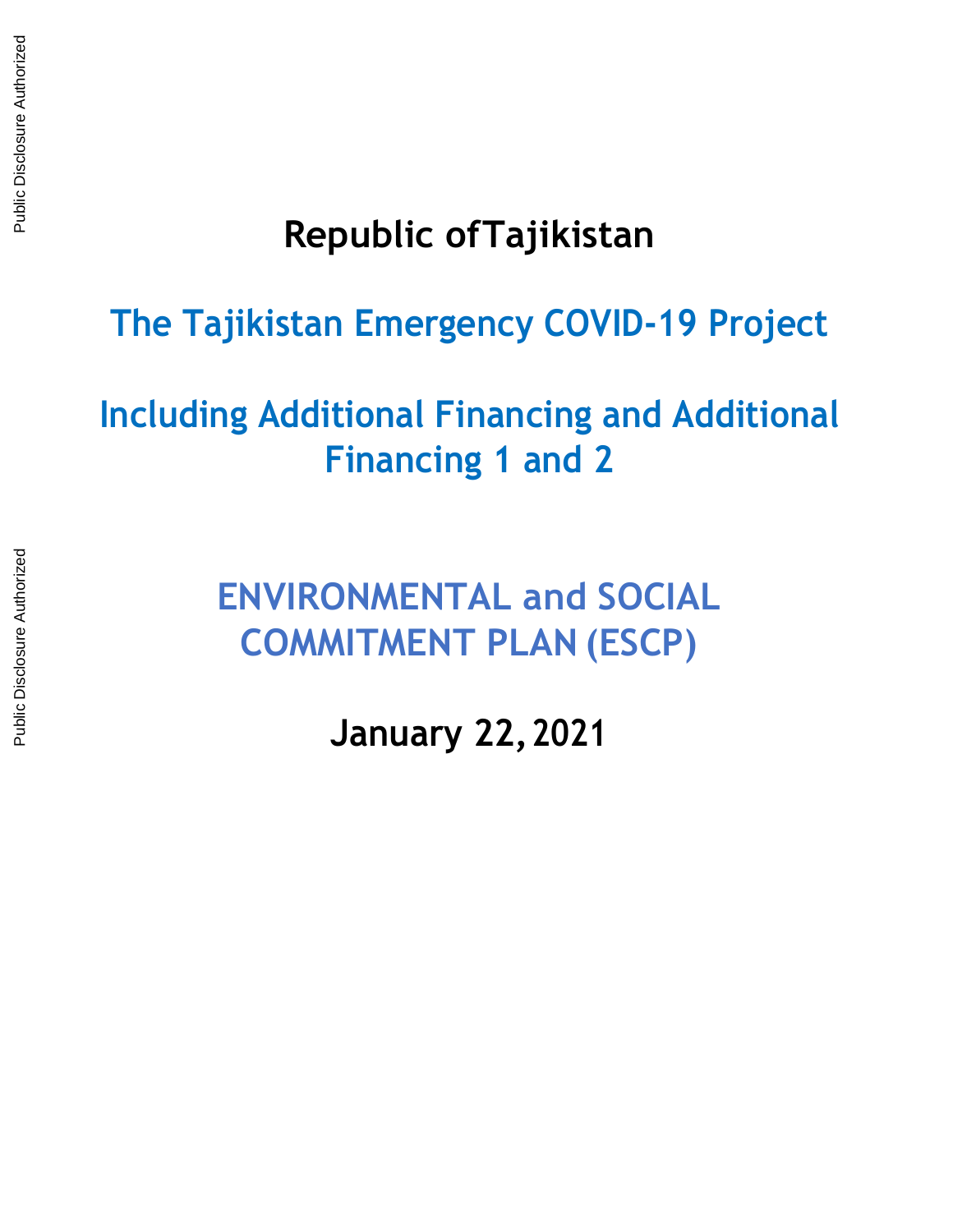# Republic of Tajikistan

## The Tajikistan Emergency COVID-19 Project

## Including Additional Financing and Additional Financing 1 and 2

## ENVIRONMENTAL and SOCIAL COMMITMENT PLAN (ESCP)

**January 22, 2021**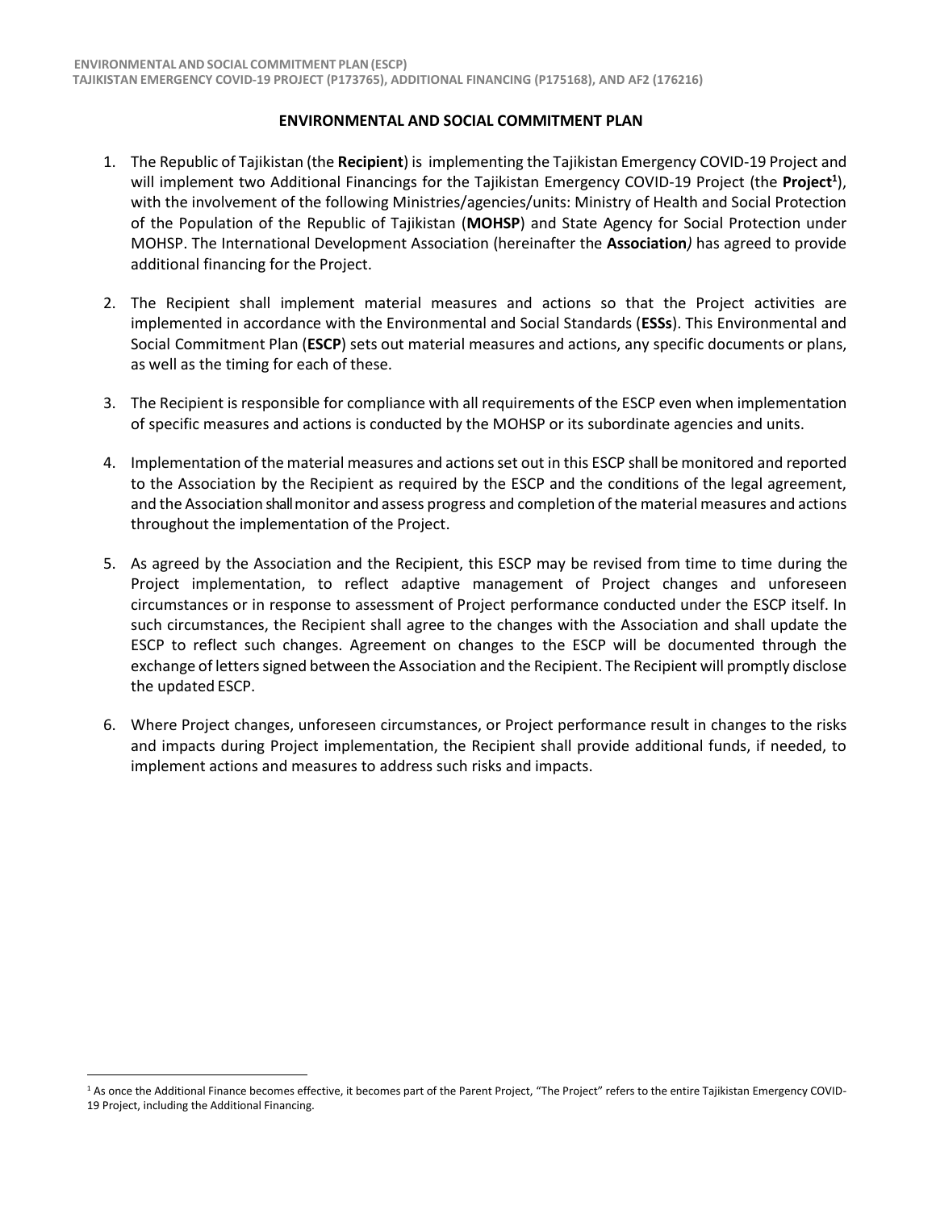## ENVIRONMENTAL AND SOCIAL COMMITMENT PLAN

1. The Republic of Tajikistan (the **Recipient**) is implementing the Tajikistan Emergency COVID-19 Project and will implement two Additional Financings for the Tajikistan Emergency COVID-19 Project (the **Project**[1]), with the involvement of the following Ministries/agencies/units: Ministry of Health and Social Protection of the Population of the Republic of Tajikistan (**MOHSP**) and State Agency for Social Protection under MOHSP. The International Development Association (hereinafter the **Association**) has agreed to provide additional financing for the Project.

2. The Recipient shall implement material measures and actions so that the Project activities are implemented in accordance with the Environmental and Social Standards (**ESSs**). This Environmental and Social Commitment Plan (**ESCP**) sets out material measures and actions, any specific documents or plans, as well as the timing for each of these.

3. The Recipient is responsible for compliance with all requirements of the ESCP even when implementation of specific measures and actions is conducted by the MOHSP or its subordinate agencies and units.

4. Implementation of the material measures and actions set out in this ESCP shall be monitored and reported to the Association by the Recipient as required by the ESCP and the conditions of the legal agreement, and the Association shall monitor and assess progress and completion of the material measures and actions throughout the implementation of the Project.

5. As agreed by the Association and the Recipient, this ESCP may be revised from time to time during the Project implementation, to reflect adaptive management of Project changes and unforeseen circumstances or in response to assessment of Project performance conducted under the ESCP itself. In such circumstances, the Recipient shall agree to the changes with the Association and shall update the ESCP to reflect such changes. Agreement on changes to the ESCP will be documented through the exchange of letters signed between the Association and the Recipient. The Recipient will promptly disclose the updated ESCP.

6. Where Project changes, unforeseen circumstances, or Project performance result in changes to the risks and impacts during Project implementation, the Recipient shall provide additional funds, if needed, to implement actions and measures to address such risks and impacts.

[1] As once the Additional Finance becomes effective, it becomes part of the Parent Project, "The Project" refers to the entire Tajikistan Emergency COVID-19 Project, including the Additional Financing.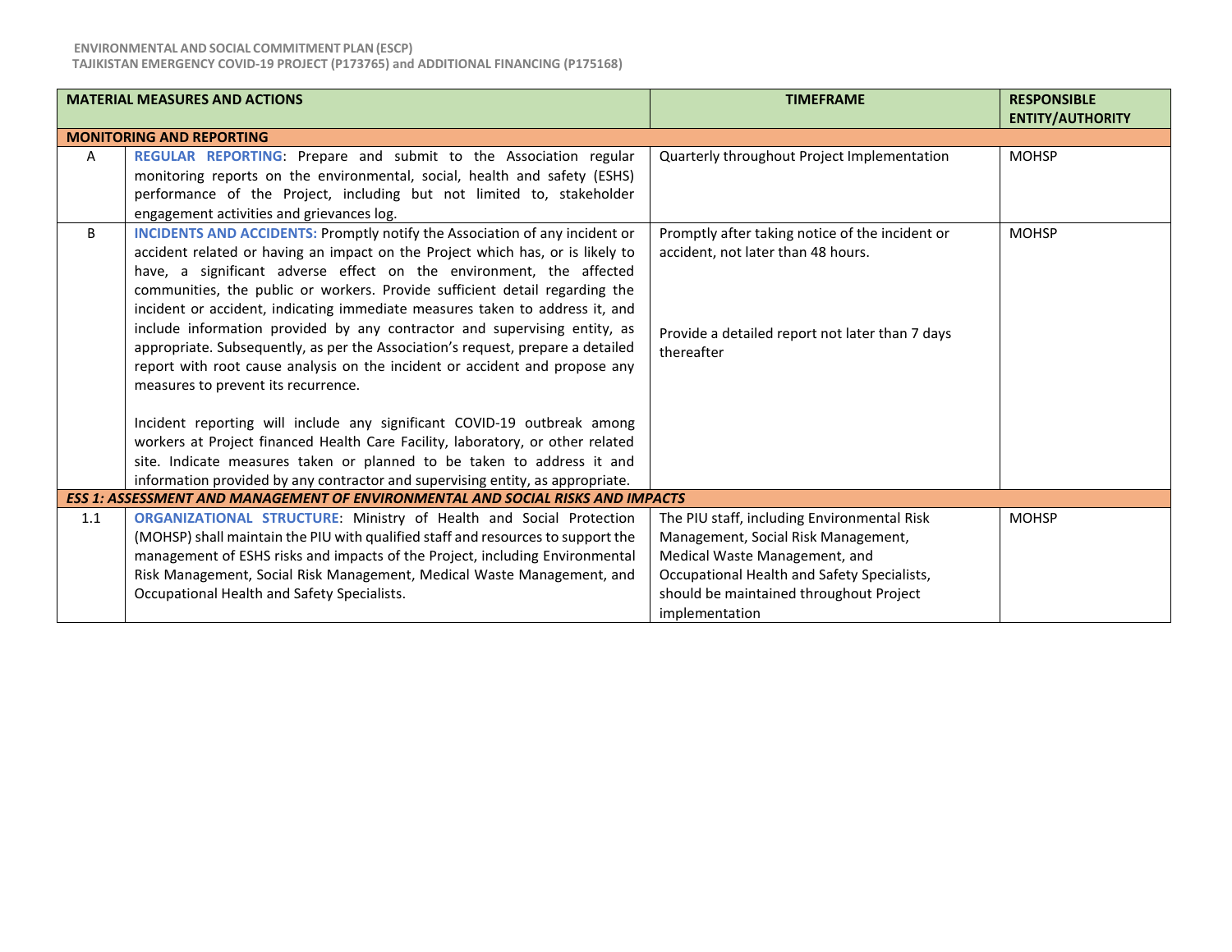| | MATERIAL MEASURES AND ACTIONS | TIMEFRAME | RESPONSIBLE ENTITY/AUTHORITY |
|---|---|---|---|
| **MONITORING AND REPORTING** | | | |
| A | **REGULAR REPORTING**: Prepare and submit to the Association regular monitoring reports on the environmental, social, health and safety (ESHS) performance of the Project, including but not limited to, stakeholder engagement activities and grievances log. | Quarterly throughout Project Implementation | MOHSP |
| B | **INCIDENTS AND ACCIDENTS:** Promptly notify the Association of any incident or accident related or having an impact on the Project which has, or is likely to have, a significant adverse effect on the environment, the affected communities, the public or workers. Provide sufficient detail regarding the incident or accident, indicating immediate measures taken to address it, and include information provided by any contractor and supervising entity, as appropriate. Subsequently, as per the Association's request, prepare a detailed report with root cause analysis on the incident or accident and propose any measures to prevent its recurrence.<br><br>Incident reporting will include any significant COVID-19 outbreak among workers at Project financed Health Care Facility, laboratory, or other related site. Indicate measures taken or planned to be taken to address it and information provided by any contractor and supervising entity, as appropriate. | Promptly after taking notice of the incident or accident, not later than 48 hours.<br><br>Provide a detailed report not later than 7 days thereafter | MOHSP |
| ***ESS 1: ASSESSMENT AND MANAGEMENT OF ENVIRONMENTAL AND SOCIAL RISKS AND IMPACTS*** | | | |
| 1.1 | **ORGANIZATIONAL STRUCTURE**: Ministry of Health and Social Protection (MOHSP) shall maintain the PIU with qualified staff and resources to support the management of ESHS risks and impacts of the Project, including Environmental Risk Management, Social Risk Management, Medical Waste Management, and Occupational Health and Safety Specialists. | The PIU staff, including Environmental Risk Management, Social Risk Management, Medical Waste Management, and Occupational Health and Safety Specialists, should be maintained throughout Project implementation | MOHSP |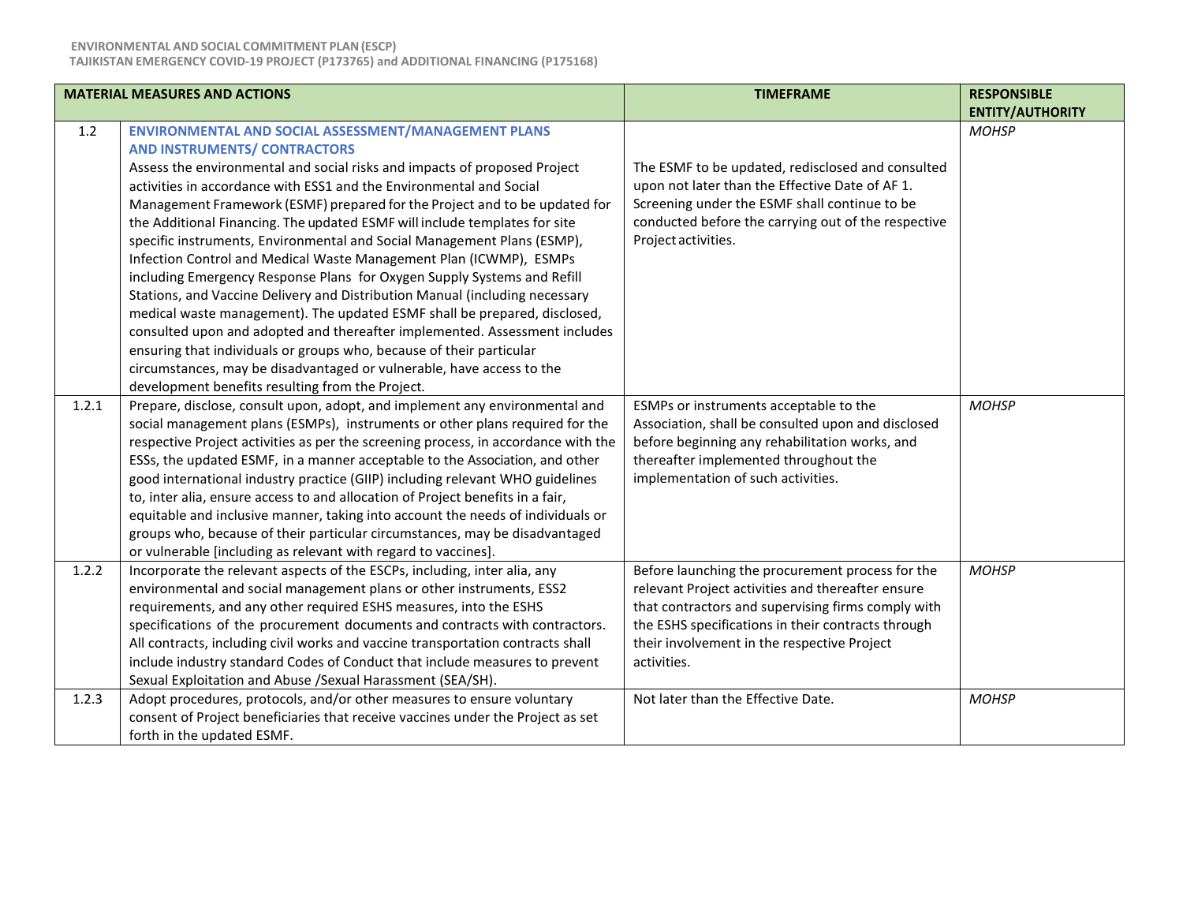| MATERIAL MEASURES AND ACTIONS | | TIMEFRAME | RESPONSIBLE ENTITY/AUTHORITY |
|---|---|---|---|
| 1.2 | **ENVIRONMENTAL AND SOCIAL ASSESSMENT/MANAGEMENT PLANS AND INSTRUMENTS/ CONTRACTORS**<br>Assess the environmental and social risks and impacts of proposed Project activities in accordance with ESS1 and the Environmental and Social Management Framework (ESMF) prepared for the Project and to be updated for the Additional Financing. The updated ESMF will include templates for site specific instruments, Environmental and Social Management Plans (ESMP), Infection Control and Medical Waste Management Plan (ICWMP), ESMPs including Emergency Response Plans for Oxygen Supply Systems and Refill Stations, and Vaccine Delivery and Distribution Manual (including necessary medical waste management). The updated ESMF shall be prepared, disclosed, consulted upon and adopted and thereafter implemented. Assessment includes ensuring that individuals or groups who, because of their particular circumstances, may be disadvantaged or vulnerable, have access to the development benefits resulting from the Project. | The ESMF to be updated, redisclosed and consulted upon not later than the Effective Date of AF 1. Screening under the ESMF shall continue to be conducted before the carrying out of the respective Project activities. | *MOHSP* |
| 1.2.1 | Prepare, disclose, consult upon, adopt, and implement any environmental and social management plans (ESMPs), instruments or other plans required for the respective Project activities as per the screening process, in accordance with the ESSs, the updated ESMF, in a manner acceptable to the Association, and other good international industry practice (GIIP) including relevant WHO guidelines to, inter alia, ensure access to and allocation of Project benefits in a fair, equitable and inclusive manner, taking into account the needs of individuals or groups who, because of their particular circumstances, may be disadvantaged or vulnerable [including as relevant with regard to vaccines]. | ESMPs or instruments acceptable to the Association, shall be consulted upon and disclosed before beginning any rehabilitation works, and thereafter implemented throughout the implementation of such activities. | *MOHSP* |
| 1.2.2 | Incorporate the relevant aspects of the ESCPs, including, inter alia, any environmental and social management plans or other instruments, ESS2 requirements, and any other required ESHS measures, into the ESHS specifications of the procurement documents and contracts with contractors. All contracts, including civil works and vaccine transportation contracts shall include industry standard Codes of Conduct that include measures to prevent Sexual Exploitation and Abuse /Sexual Harassment (SEA/SH). | Before launching the procurement process for the relevant Project activities and thereafter ensure that contractors and supervising firms comply with the ESHS specifications in their contracts through their involvement in the respective Project activities. | *MOHSP* |
| 1.2.3 | Adopt procedures, protocols, and/or other measures to ensure voluntary consent of Project beneficiaries that receive vaccines under the Project as set forth in the updated ESMF. | Not later than the Effective Date. | *MOHSP* |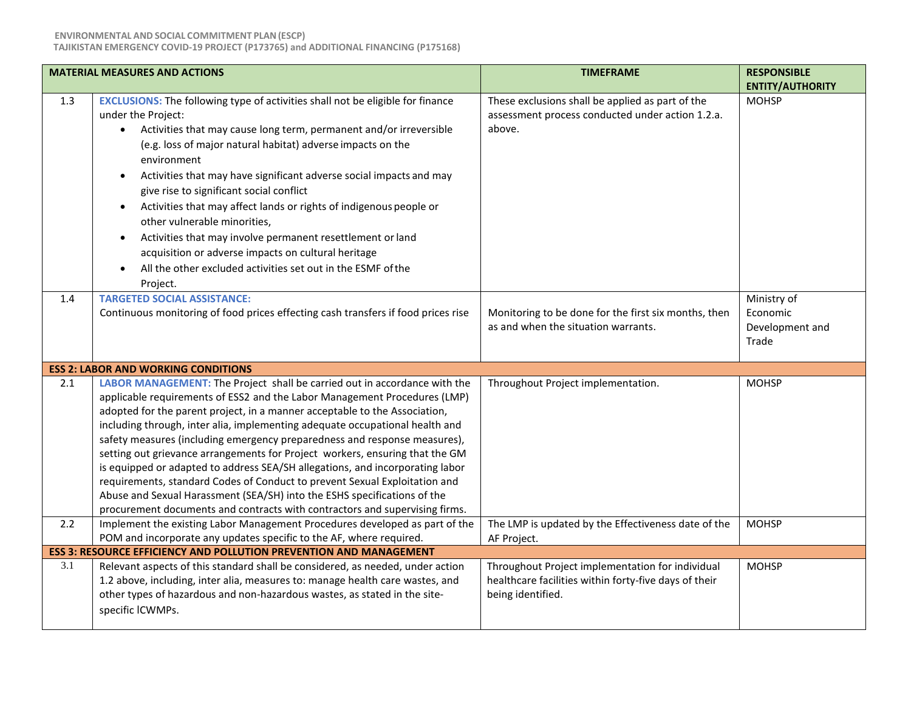| MATERIAL MEASURES AND ACTIONS | | TIMEFRAME | RESPONSIBLE ENTITY/AUTHORITY |
|---|---|---|---|
| 1.3 | **EXCLUSIONS:** The following type of activities shall not be eligible for finance under the Project:<br>• Activities that may cause long term, permanent and/or irreversible (e.g. loss of major natural habitat) adverse impacts on the environment<br>• Activities that may have significant adverse social impacts and may give rise to significant social conflict<br>• Activities that may affect lands or rights of indigenous people or other vulnerable minorities,<br>• Activities that may involve permanent resettlement or land acquisition or adverse impacts on cultural heritage<br>• All the other excluded activities set out in the ESMF of the Project. | These exclusions shall be applied as part of the assessment process conducted under action 1.2.a. above. | MOHSP |
| 1.4 | **TARGETED SOCIAL ASSISTANCE:**<br>Continuous monitoring of food prices effecting cash transfers if food prices rise | Monitoring to be done for the first six months, then as and when the situation warrants. | Ministry of Economic Development and Trade |
| **ESS 2: LABOR AND WORKING CONDITIONS** | | | |
| 2.1 | **LABOR MANAGEMENT:** The Project shall be carried out in accordance with the applicable requirements of ESS2 and the Labor Management Procedures (LMP) adopted for the parent project, in a manner acceptable to the Association, including through, inter alia, implementing adequate occupational health and safety measures (including emergency preparedness and response measures), setting out grievance arrangements for Project workers, ensuring that the GM is equipped or adapted to address SEA/SH allegations, and incorporating labor requirements, standard Codes of Conduct to prevent Sexual Exploitation and Abuse and Sexual Harassment (SEA/SH) into the ESHS specifications of the procurement documents and contracts with contractors and supervising firms. | Throughout Project implementation. | MOHSP |
| 2.2 | Implement the existing Labor Management Procedures developed as part of the POM and incorporate any updates specific to the AF, where required. | The LMP is updated by the Effectiveness date of the AF Project. | MOHSP |
| **ESS 3: RESOURCE EFFICIENCY AND POLLUTION PREVENTION AND MANAGEMENT** | | | |
| 3.1 | Relevant aspects of this standard shall be considered, as needed, under action 1.2 above, including, inter alia, measures to: manage health care wastes, and other types of hazardous and non-hazardous wastes, as stated in the site-specific ICWMPs. | Throughout Project implementation for individual healthcare facilities within forty-five days of their being identified. | MOHSP |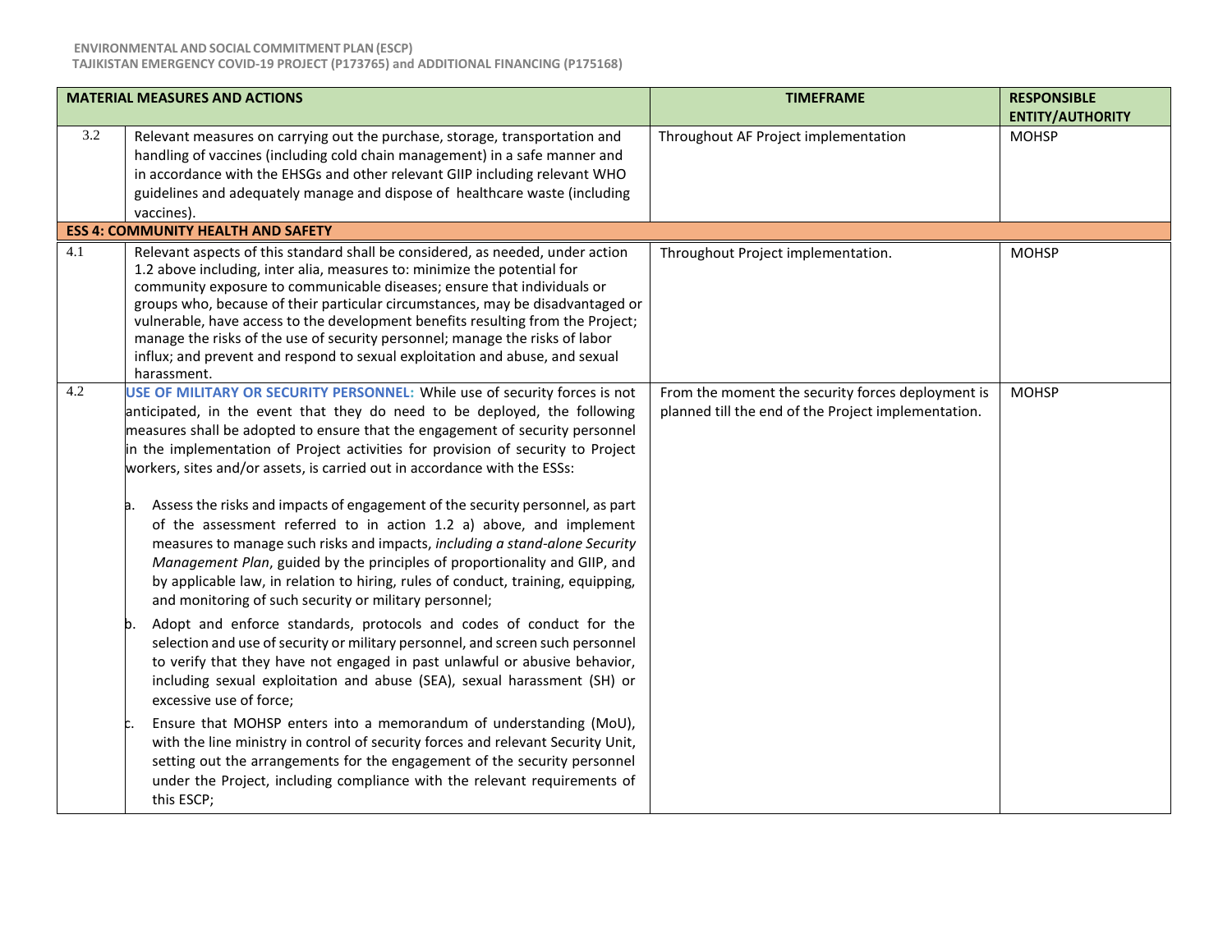| MATERIAL MEASURES AND ACTIONS | | TIMEFRAME | RESPONSIBLE ENTITY/AUTHORITY |
|---|---|---|---|
| 3.2 | Relevant measures on carrying out the purchase, storage, transportation and handling of vaccines (including cold chain management) in a safe manner and in accordance with the EHSGs and other relevant GIIP including relevant WHO guidelines and adequately manage and dispose of healthcare waste (including vaccines). | Throughout AF Project implementation | MOHSP |
| **ESS 4: COMMUNITY HEALTH AND SAFETY** | | | |
| 4.1 | Relevant aspects of this standard shall be considered, as needed, under action 1.2 above including, inter alia, measures to: minimize the potential for community exposure to communicable diseases; ensure that individuals or groups who, because of their particular circumstances, may be disadvantaged or vulnerable, have access to the development benefits resulting from the Project; manage the risks of the use of security personnel; manage the risks of labor influx; and prevent and respond to sexual exploitation and abuse, and sexual harassment. | Throughout Project implementation. | MOHSP |
| 4.2 | **USE OF MILITARY OR SECURITY PERSONNEL:** While use of security forces is not anticipated, in the event that they do need to be deployed, the following measures shall be adopted to ensure that the engagement of security personnel in the implementation of Project activities for provision of security to Project workers, sites and/or assets, is carried out in accordance with the ESSs:<br><br>a. Assess the risks and impacts of engagement of the security personnel, as part of the assessment referred to in action 1.2 a) above, and implement measures to manage such risks and impacts, *including a stand-alone Security Management Plan*, guided by the principles of proportionality and GIIP, and by applicable law, in relation to hiring, rules of conduct, training, equipping, and monitoring of such security or military personnel;<br><br>b. Adopt and enforce standards, protocols and codes of conduct for the selection and use of security or military personnel, and screen such personnel to verify that they have not engaged in past unlawful or abusive behavior, including sexual exploitation and abuse (SEA), sexual harassment (SH) or excessive use of force;<br><br>c. Ensure that MOHSP enters into a memorandum of understanding (MoU), with the line ministry in control of security forces and relevant Security Unit, setting out the arrangements for the engagement of the security personnel under the Project, including compliance with the relevant requirements of this ESCP; | From the moment the security forces deployment is planned till the end of the Project implementation. | MOHSP |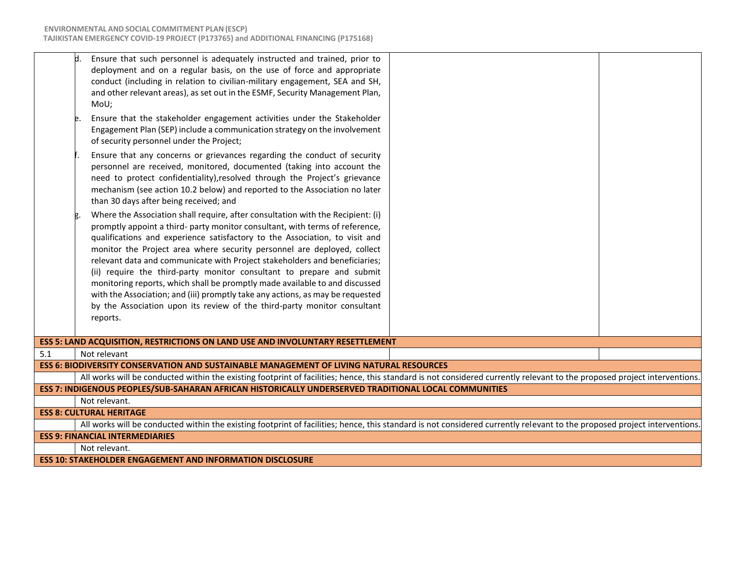| | | | |
|---|---|---|---|
| | d. Ensure that such personnel is adequately instructed and trained, prior to deployment and on a regular basis, on the use of force and appropriate conduct (including in relation to civilian-military engagement, SEA and SH, and other relevant areas), as set out in the ESMF, Security Management Plan, MoU;<br><br>e. Ensure that the stakeholder engagement activities under the Stakeholder Engagement Plan (SEP) include a communication strategy on the involvement of security personnel under the Project;<br><br>f. Ensure that any concerns or grievances regarding the conduct of security personnel are received, monitored, documented (taking into account the need to protect confidentiality),resolved through the Project's grievance mechanism (see action 10.2 below) and reported to the Association no later than 30 days after being received; and<br><br>g. Where the Association shall require, after consultation with the Recipient: (i) promptly appoint a third- party monitor consultant, with terms of reference, qualifications and experience satisfactory to the Association, to visit and monitor the Project area where security personnel are deployed, collect relevant data and communicate with Project stakeholders and beneficiaries; (ii) require the third-party monitor consultant to prepare and submit monitoring reports, which shall be promptly made available to and discussed with the Association; and (iii) promptly take any actions, as may be requested by the Association upon its review of the third-party monitor consultant reports. | | |
| **ESS 5: LAND ACQUISITION, RESTRICTIONS ON LAND USE AND INVOLUNTARY RESETTLEMENT** | | | |
| 5.1 | Not relevant | | |
| **ESS 6: BIODIVERSITY CONSERVATION AND SUSTAINABLE MANAGEMENT OF LIVING NATURAL RESOURCES** | | | |
| | All works will be conducted within the existing footprint of facilities; hence, this standard is not considered currently relevant to the proposed project interventions. | | |
| **ESS 7: INDIGENOUS PEOPLES/SUB-SAHARAN AFRICAN HISTORICALLY UNDERSERVED TRADITIONAL LOCAL COMMUNITIES** | | | |
| | Not relevant. | | |
| **ESS 8: CULTURAL HERITAGE** | | | |
| | All works will be conducted within the existing footprint of facilities; hence, this standard is not considered currently relevant to the proposed project interventions. | | |
| **ESS 9: FINANCIAL INTERMEDIARIES** | | | |
| | Not relevant. | | |
| **ESS 10: STAKEHOLDER ENGAGEMENT AND INFORMATION DISCLOSURE** | | | |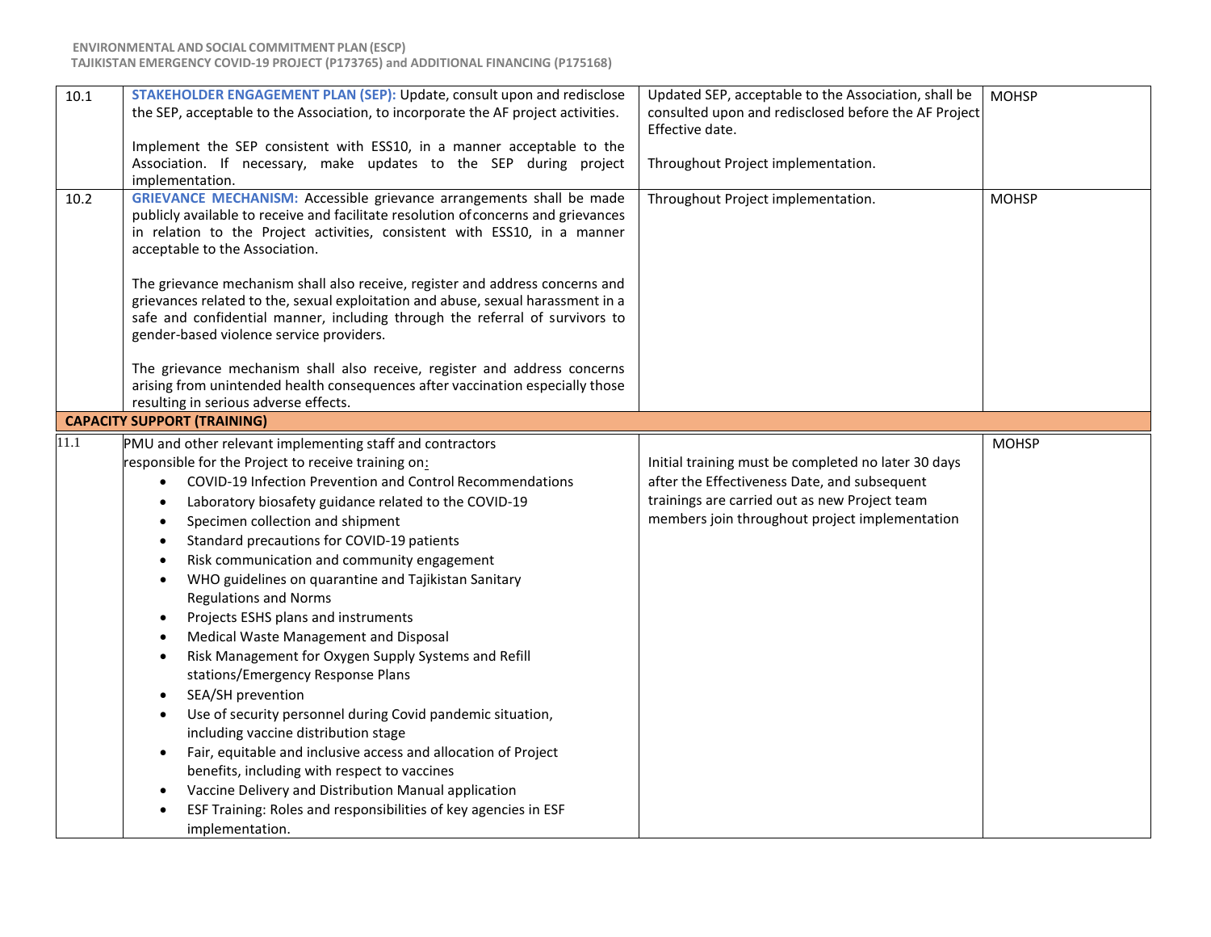| | | | |
|---|---|---|---|
| 10.1 | **STAKEHOLDER ENGAGEMENT PLAN (SEP):** Update, consult upon and redisclose the SEP, acceptable to the Association, to incorporate the AF project activities.<br><br>Implement the SEP consistent with ESS10, in a manner acceptable to the Association. If necessary, make updates to the SEP during project implementation. | Updated SEP, acceptable to the Association, shall be consulted upon and redisclosed before the AF Project Effective date.<br><br>Throughout Project implementation. | MOHSP |
| 10.2 | **GRIEVANCE MECHANISM:** Accessible grievance arrangements shall be made publicly available to receive and facilitate resolution of concerns and grievances in relation to the Project activities, consistent with ESS10, in a manner acceptable to the Association.<br><br>The grievance mechanism shall also receive, register and address concerns and grievances related to the, sexual exploitation and abuse, sexual harassment in a safe and confidential manner, including through the referral of survivors to gender-based violence service providers.<br><br>The grievance mechanism shall also receive, register and address concerns arising from unintended health consequences after vaccination especially those resulting in serious adverse effects. | Throughout Project implementation. | MOHSP |
| **CAPACITY SUPPORT (TRAINING)** | | | |
| 11.1 | PMU and other relevant implementing staff and contractors responsible for the Project to receive training on:<br>• COVID-19 Infection Prevention and Control Recommendations<br>• Laboratory biosafety guidance related to the COVID-19<br>• Specimen collection and shipment<br>• Standard precautions for COVID-19 patients<br>• Risk communication and community engagement<br>• WHO guidelines on quarantine and Tajikistan Sanitary Regulations and Norms<br>• Projects ESHS plans and instruments<br>• Medical Waste Management and Disposal<br>• Risk Management for Oxygen Supply Systems and Refill stations/Emergency Response Plans<br>• SEA/SH prevention<br>• Use of security personnel during Covid pandemic situation, including vaccine distribution stage<br>• Fair, equitable and inclusive access and allocation of Project benefits, including with respect to vaccines<br>• Vaccine Delivery and Distribution Manual application<br>• ESF Training: Roles and responsibilities of key agencies in ESF implementation. | Initial training must be completed no later 30 days after the Effectiveness Date, and subsequent trainings are carried out as new Project team members join throughout project implementation | MOHSP |